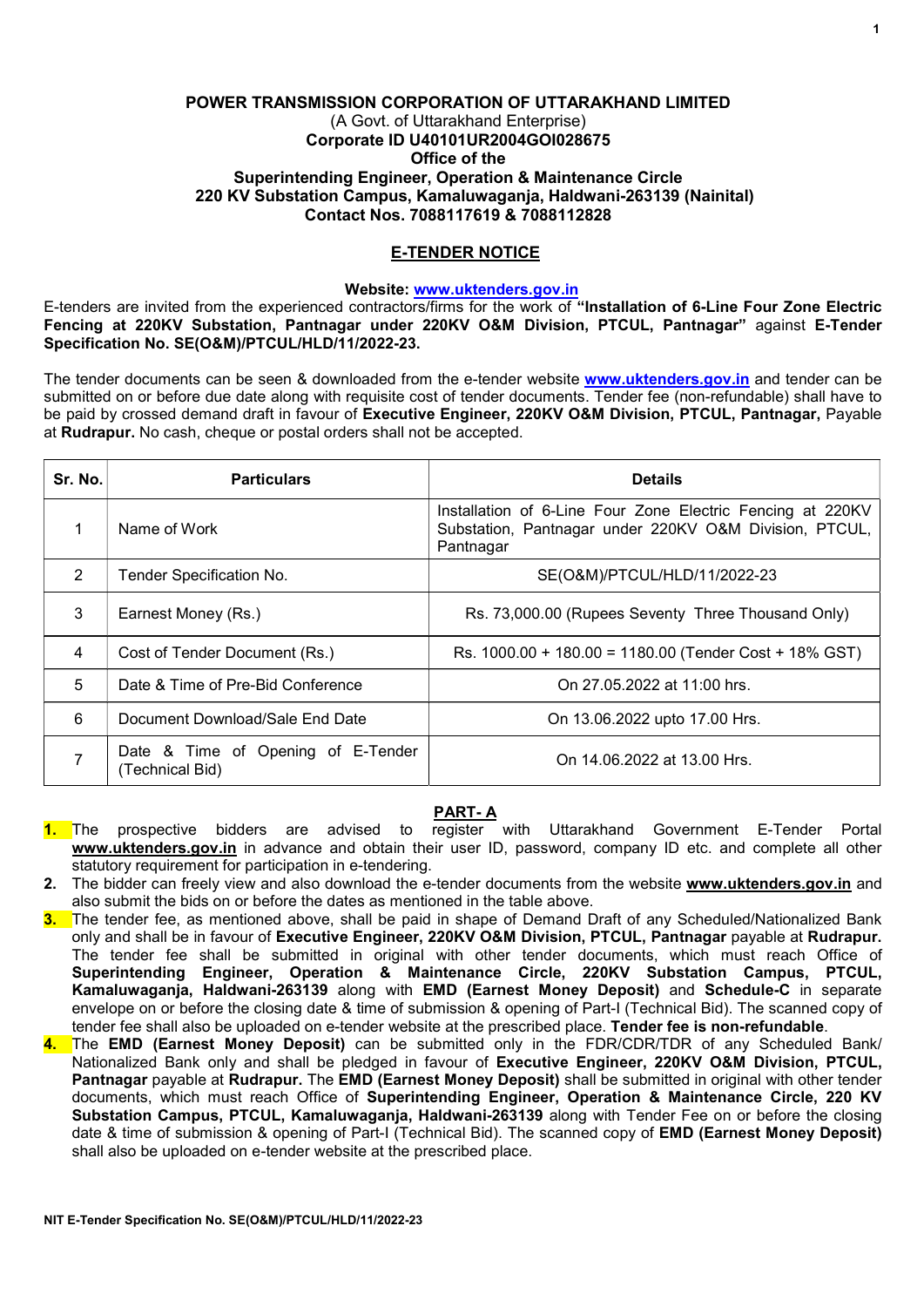**POWER TRANSMISSION CORPORATION OF UTTARAKHAND LIMITED**
(A Govt. of Uttarakhand Enterprise)
**Corporate ID U40101UR2004GOI028675**
**Office of the**
**Superintending Engineer, Operation & Maintenance Circle**
**220 KV Substation Campus, Kamaluwaganja, Haldwani-263139 (Nainital)**
**Contact Nos. 7088117619 & 7088112828**

## E-TENDER NOTICE

**Website: www.uktenders.gov.in**

E-tenders are invited from the experienced contractors/firms for the work of **"Installation of 6-Line Four Zone Electric Fencing at 220KV Substation, Pantnagar under 220KV O&M Division, PTCUL, Pantnagar"** against **E-Tender Specification No. SE(O&M)/PTCUL/HLD/11/2022-23.**

The tender documents can be seen & downloaded from the e-tender website **www.uktenders.gov.in** and tender can be submitted on or before due date along with requisite cost of tender documents. Tender fee (non-refundable) shall have to be paid by crossed demand draft in favour of **Executive Engineer, 220KV O&M Division, PTCUL, Pantnagar,** Payable at **Rudrapur.** No cash, cheque or postal orders shall not be accepted.

| Sr. No. | Particulars | Details |
|---|---|---|
| 1 | Name of Work | Installation of 6-Line Four Zone Electric Fencing at 220KV Substation, Pantnagar under 220KV O&M Division, PTCUL, Pantnagar |
| 2 | Tender Specification No. | SE(O&M)/PTCUL/HLD/11/2022-23 |
| 3 | Earnest Money (Rs.) | Rs. 73,000.00 (Rupees Seventy Three Thousand Only) |
| 4 | Cost of Tender Document (Rs.) | Rs. 1000.00 + 180.00 = 1180.00 (Tender Cost + 18% GST) |
| 5 | Date & Time of Pre-Bid Conference | On 27.05.2022 at 11:00 hrs. |
| 6 | Document Download/Sale End Date | On 13.06.2022 upto 17.00 Hrs. |
| 7 | Date & Time of Opening of E-Tender (Technical Bid) | On 14.06.2022 at 13.00 Hrs. |

## PART- A

1. The prospective bidders are advised to register with Uttarakhand Government E-Tender Portal **www.uktenders.gov.in** in advance and obtain their user ID, password, company ID etc. and complete all other statutory requirement for participation in e-tendering.
2. The bidder can freely view and also download the e-tender documents from the website **www.uktenders.gov.in** and also submit the bids on or before the dates as mentioned in the table above.
3. The tender fee, as mentioned above, shall be paid in shape of Demand Draft of any Scheduled/Nationalized Bank only and shall be in favour of **Executive Engineer, 220KV O&M Division, PTCUL, Pantnagar** payable at **Rudrapur.** The tender fee shall be submitted in original with other tender documents, which must reach Office of **Superintending Engineer, Operation & Maintenance Circle, 220KV Substation Campus, PTCUL, Kamaluwaganja, Haldwani-263139** along with **EMD (Earnest Money Deposit)** and **Schedule-C** in separate envelope on or before the closing date & time of submission & opening of Part-I (Technical Bid). The scanned copy of tender fee shall also be uploaded on e-tender website at the prescribed place. **Tender fee is non-refundable**.
4. The **EMD (Earnest Money Deposit)** can be submitted only in the FDR/CDR/TDR of any Scheduled Bank/ Nationalized Bank only and shall be pledged in favour of **Executive Engineer, 220KV O&M Division, PTCUL, Pantnagar** payable at **Rudrapur.** The **EMD (Earnest Money Deposit)** shall be submitted in original with other tender documents, which must reach Office of **Superintending Engineer, Operation & Maintenance Circle, 220 KV Substation Campus, PTCUL, Kamaluwaganja, Haldwani-263139** along with Tender Fee on or before the closing date & time of submission & opening of Part-I (Technical Bid). The scanned copy of **EMD (Earnest Money Deposit)** shall also be uploaded on e-tender website at the prescribed place.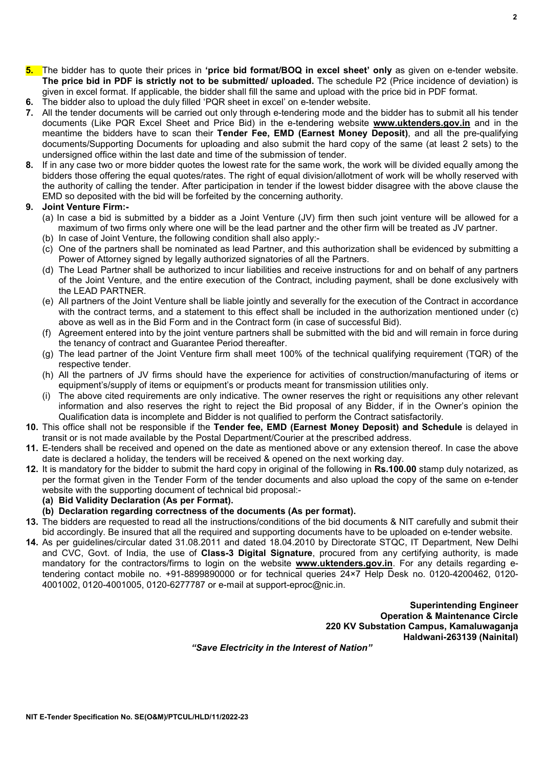**5.** The bidder has to quote their prices in **'price bid format/BOQ in excel sheet' only** as given on e-tender website. **The price bid in PDF is strictly not to be submitted/ uploaded.** The schedule P2 (Price incidence of deviation) is given in excel format. If applicable, the bidder shall fill the same and upload with the price bid in PDF format.

**6.** The bidder also to upload the duly filled 'PQR sheet in excel' on e-tender website.

**7.** All the tender documents will be carried out only through e-tendering mode and the bidder has to submit all his tender documents (Like PQR Excel Sheet and Price Bid) in the e-tendering website **www.uktenders.gov.in** and in the meantime the bidders have to scan their **Tender Fee, EMD (Earnest Money Deposit)**, and all the pre-qualifying documents/Supporting Documents for uploading and also submit the hard copy of the same (at least 2 sets) to the undersigned office within the last date and time of the submission of tender.

**8.** If in any case two or more bidder quotes the lowest rate for the same work, the work will be divided equally among the bidders those offering the equal quotes/rates. The right of equal division/allotment of work will be wholly reserved with the authority of calling the tender. After participation in tender if the lowest bidder disagree with the above clause the EMD so deposited with the bid will be forfeited by the concerning authority.

**9. Joint Venture Firm:-**

(a) In case a bid is submitted by a bidder as a Joint Venture (JV) firm then such joint venture will be allowed for a maximum of two firms only where one will be the lead partner and the other firm will be treated as JV partner.

(b) In case of Joint Venture, the following condition shall also apply:-

(c) One of the partners shall be nominated as lead Partner, and this authorization shall be evidenced by submitting a Power of Attorney signed by legally authorized signatories of all the Partners.

(d) The Lead Partner shall be authorized to incur liabilities and receive instructions for and on behalf of any partners of the Joint Venture, and the entire execution of the Contract, including payment, shall be done exclusively with the LEAD PARTNER.

(e) All partners of the Joint Venture shall be liable jointly and severally for the execution of the Contract in accordance with the contract terms, and a statement to this effect shall be included in the authorization mentioned under (c) above as well as in the Bid Form and in the Contract form (in case of successful Bid).

(f) Agreement entered into by the joint venture partners shall be submitted with the bid and will remain in force during the tenancy of contract and Guarantee Period thereafter.

(g) The lead partner of the Joint Venture firm shall meet 100% of the technical qualifying requirement (TQR) of the respective tender.

(h) All the partners of JV firms should have the experience for activities of construction/manufacturing of items or equipment's/supply of items or equipment's or products meant for transmission utilities only.

(i) The above cited requirements are only indicative. The owner reserves the right or requisitions any other relevant information and also reserves the right to reject the Bid proposal of any Bidder, if in the Owner's opinion the Qualification data is incomplete and Bidder is not qualified to perform the Contract satisfactorily.

**10.** This office shall not be responsible if the **Tender fee, EMD (Earnest Money Deposit) and Schedule** is delayed in transit or is not made available by the Postal Department/Courier at the prescribed address.

**11.** E-tenders shall be received and opened on the date as mentioned above or any extension thereof. In case the above date is declared a holiday, the tenders will be received & opened on the next working day.

**12.** It is mandatory for the bidder to submit the hard copy in original of the following in **Rs.100.00** stamp duly notarized, as per the format given in the Tender Form of the tender documents and also upload the copy of the same on e-tender website with the supporting document of technical bid proposal:-

**(a) Bid Validity Declaration (As per Format).**

**(b) Declaration regarding correctness of the documents (As per format).**

**13.** The bidders are requested to read all the instructions/conditions of the bid documents & NIT carefully and submit their bid accordingly. Be insured that all the required and supporting documents have to be uploaded on e-tender website.

**14.** As per guidelines/circular dated 31.08.2011 and dated 18.04.2010 by Directorate STQC, IT Department, New Delhi and CVC, Govt. of India, the use of **Class-3 Digital Signature**, procured from any certifying authority, is made mandatory for the contractors/firms to login on the website **www.uktenders.gov.in**. For any details regarding e-tendering contact mobile no. +91-8899890000 or for technical queries 24×7 Help Desk no. 0120-4200462, 0120-4001002, 0120-4001005, 0120-6277787 or e-mail at support-eproc@nic.in.

**Superintending Engineer**
**Operation & Maintenance Circle**
**220 KV Substation Campus, Kamaluwaganja**
**Haldwani-263139 (Nainital)**

***"Save Electricity in the Interest of Nation"***

NIT E-Tender Specification No. SE(O&M)/PTCUL/HLD/11/2022-23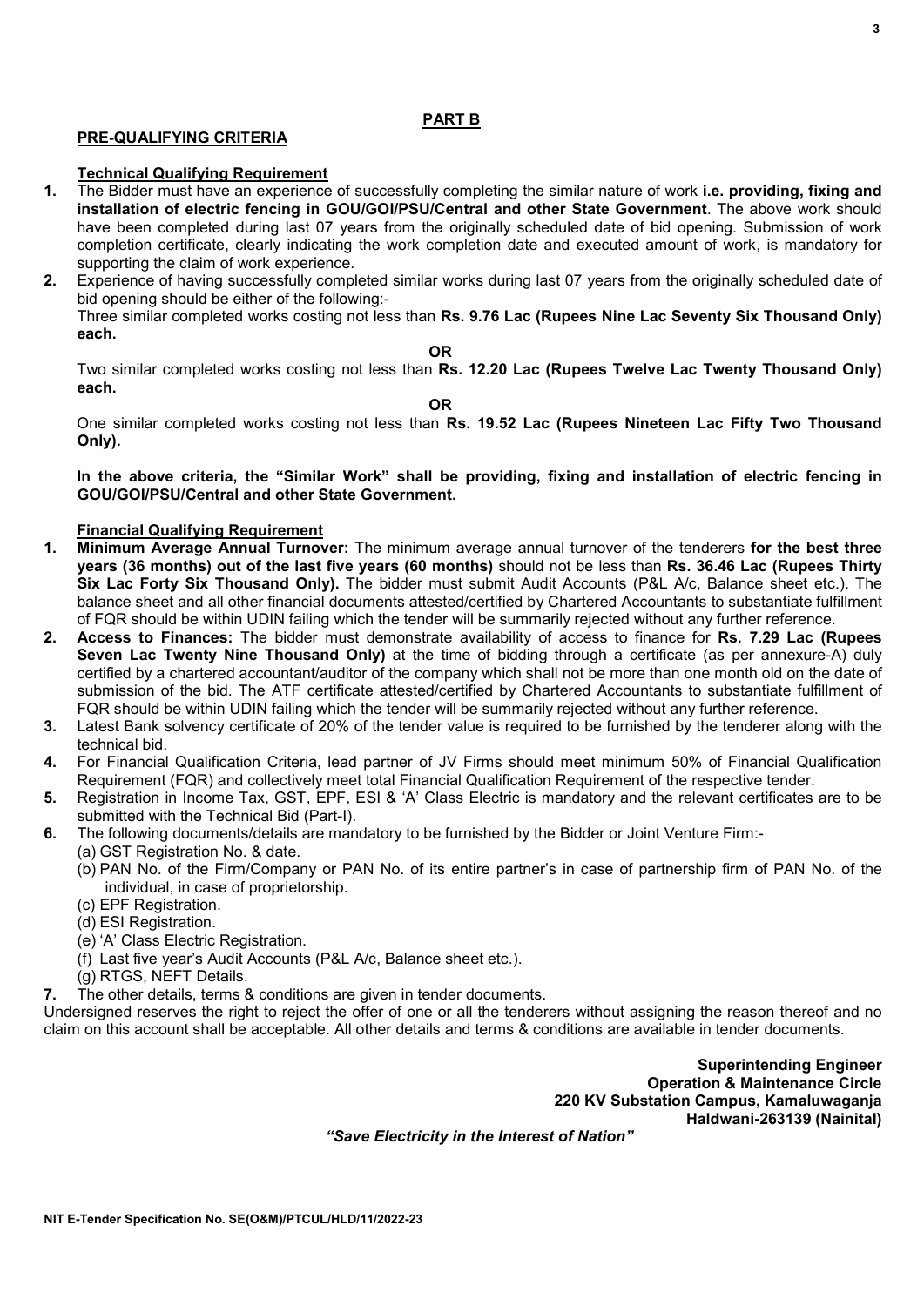## PART B

### PRE-QUALIFYING CRITERIA

#### Technical Qualifying Requirement

1. The Bidder must have an experience of successfully completing the similar nature of work **i.e. providing, fixing and installation of electric fencing in GOU/GOI/PSU/Central and other State Government**. The above work should have been completed during last 07 years from the originally scheduled date of bid opening. Submission of work completion certificate, clearly indicating the work completion date and executed amount of work, is mandatory for supporting the claim of work experience.
2. Experience of having successfully completed similar works during last 07 years from the originally scheduled date of bid opening should be either of the following:-

   Three similar completed works costing not less than **Rs. 9.76 Lac (Rupees Nine Lac Seventy Six Thousand Only) each.**

   **OR**

   Two similar completed works costing not less than **Rs. 12.20 Lac (Rupees Twelve Lac Twenty Thousand Only) each.**

   **OR**

   One similar completed works costing not less than **Rs. 19.52 Lac (Rupees Nineteen Lac Fifty Two Thousand Only).**

   **In the above criteria, the "Similar Work" shall be providing, fixing and installation of electric fencing in GOU/GOI/PSU/Central and other State Government.**

#### Financial Qualifying Requirement

1. **Minimum Average Annual Turnover:** The minimum average annual turnover of the tenderers **for the best three years (36 months) out of the last five years (60 months)** should not be less than **Rs. 36.46 Lac (Rupees Thirty Six Lac Forty Six Thousand Only).** The bidder must submit Audit Accounts (P&L A/c, Balance sheet etc.). The balance sheet and all other financial documents attested/certified by Chartered Accountants to substantiate fulfillment of FQR should be within UDIN failing which the tender will be summarily rejected without any further reference.
2. **Access to Finances:** The bidder must demonstrate availability of access to finance for **Rs. 7.29 Lac (Rupees Seven Lac Twenty Nine Thousand Only)** at the time of bidding through a certificate (as per annexure-A) duly certified by a chartered accountant/auditor of the company which shall not be more than one month old on the date of submission of the bid. The ATF certificate attested/certified by Chartered Accountants to substantiate fulfillment of FQR should be within UDIN failing which the tender will be summarily rejected without any further reference.
3. Latest Bank solvency certificate of 20% of the tender value is required to be furnished by the tenderer along with the technical bid.
4. For Financial Qualification Criteria, lead partner of JV Firms should meet minimum 50% of Financial Qualification Requirement (FQR) and collectively meet total Financial Qualification Requirement of the respective tender.
5. Registration in Income Tax, GST, EPF, ESI & 'A' Class Electric is mandatory and the relevant certificates are to be submitted with the Technical Bid (Part-I).
6. The following documents/details are mandatory to be furnished by the Bidder or Joint Venture Firm:-
   (a) GST Registration No. & date.
   (b) PAN No. of the Firm/Company or PAN No. of its entire partner's in case of partnership firm of PAN No. of the individual, in case of proprietorship.
   (c) EPF Registration.
   (d) ESI Registration.
   (e) 'A' Class Electric Registration.
   (f) Last five year's Audit Accounts (P&L A/c, Balance sheet etc.).
   (g) RTGS, NEFT Details.
7. The other details, terms & conditions are given in tender documents.

Undersigned reserves the right to reject the offer of one or all the tenderers without assigning the reason thereof and no claim on this account shall be acceptable. All other details and terms & conditions are available in tender documents.

**Superintending Engineer**
**Operation & Maintenance Circle**
**220 KV Substation Campus, Kamaluwaganja**
**Haldwani-263139 (Nainital)**

***"Save Electricity in the Interest of Nation"***

NIT E-Tender Specification No. SE(O&M)/PTCUL/HLD/11/2022-23